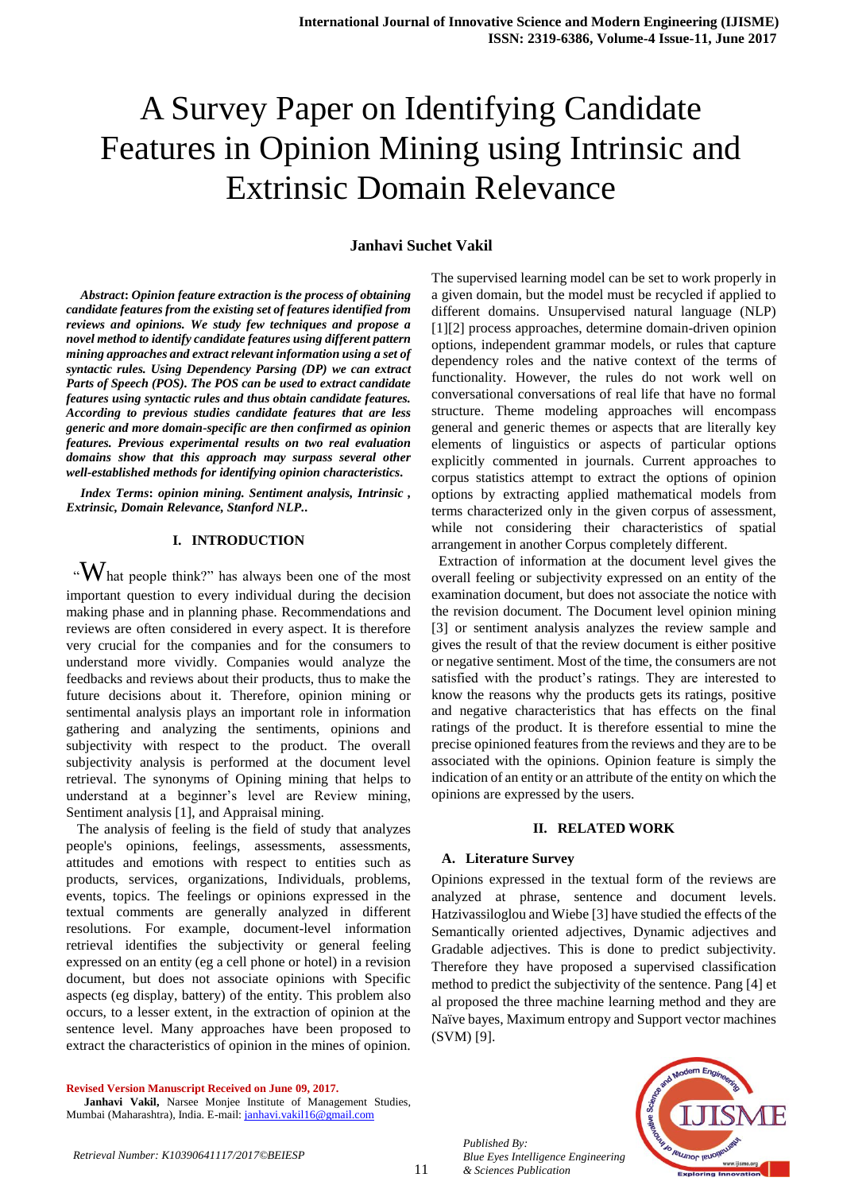# A Survey Paper on Identifying Candidate Features in Opinion Mining using Intrinsic and Extrinsic Domain Relevance

**Janhavi Suchet Vakil**

***Abstract*: *Opinion feature extraction is the process of obtaining candidate features from the existing set of features identified from reviews and opinions. We study few techniques and propose a novel method to identify candidate features using different pattern mining approaches and extract relevant information using a set of syntactic rules. Using Dependency Parsing (DP) we can extract Parts of Speech (POS). The POS can be used to extract candidate features using syntactic rules and thus obtain candidate features. According to previous studies candidate features that are less generic and more domain-specific are then confirmed as opinion features. Previous experimental results on two real evaluation domains show that this approach may surpass several other well-established methods for identifying opinion characteristics.***

***Index Terms*: *opinion mining. Sentiment analysis, Intrinsic , Extrinsic, Domain Relevance, Stanford NLP..***

## I. INTRODUCTION

"What people think?" has always been one of the most important question to every individual during the decision making phase and in planning phase. Recommendations and reviews are often considered in every aspect. It is therefore very crucial for the companies and for the consumers to understand more vividly. Companies would analyze the feedbacks and reviews about their products, thus to make the future decisions about it. Therefore, opinion mining or sentimental analysis plays an important role in information gathering and analyzing the sentiments, opinions and subjectivity with respect to the product. The overall subjectivity analysis is performed at the document level retrieval. The synonyms of Opining mining that helps to understand at a beginner's level are Review mining, Sentiment analysis [1], and Appraisal mining.

The analysis of feeling is the field of study that analyzes people's opinions, feelings, assessments, assessments, attitudes and emotions with respect to entities such as products, services, organizations, Individuals, problems, events, topics. The feelings or opinions expressed in the textual comments are generally analyzed in different resolutions. For example, document-level information retrieval identifies the subjectivity or general feeling expressed on an entity (eg a cell phone or hotel) in a revision document, but does not associate opinions with Specific aspects (eg display, battery) of the entity. This problem also occurs, to a lesser extent, in the extraction of opinion at the sentence level. Many approaches have been proposed to extract the characteristics of opinion in the mines of opinion. The supervised learning model can be set to work properly in a given domain, but the model must be recycled if applied to different domains. Unsupervised natural language (NLP) [1][2] process approaches, determine domain-driven opinion options, independent grammar models, or rules that capture dependency roles and the native context of the terms of functionality. However, the rules do not work well on conversational conversations of real life that have no formal structure. Theme modeling approaches will encompass general and generic themes or aspects that are literally key elements of linguistics or aspects of particular options explicitly commented in journals. Current approaches to corpus statistics attempt to extract the options of opinion options by extracting applied mathematical models from terms characterized only in the given corpus of assessment, while not considering their characteristics of spatial arrangement in another Corpus completely different.

Extraction of information at the document level gives the overall feeling or subjectivity expressed on an entity of the examination document, but does not associate the notice with the revision document. The Document level opinion mining [3] or sentiment analysis analyzes the review sample and gives the result of that the review document is either positive or negative sentiment. Most of the time, the consumers are not satisfied with the product's ratings. They are interested to know the reasons why the products gets its ratings, positive and negative characteristics that has effects on the final ratings of the product. It is therefore essential to mine the precise opinioned features from the reviews and they are to be associated with the opinions. Opinion feature is simply the indication of an entity or an attribute of the entity on which the opinions are expressed by the users.

## II. RELATED WORK

### A. Literature Survey

Opinions expressed in the textual form of the reviews are analyzed at phrase, sentence and document levels. Hatzivassiloglou and Wiebe [3] have studied the effects of the Semantically oriented adjectives, Dynamic adjectives and Gradable adjectives. This is done to predict subjectivity. Therefore they have proposed a supervised classification method to predict the subjectivity of the sentence. Pang [4] et al proposed the three machine learning method and they are Naïve bayes, Maximum entropy and Support vector machines (SVM) [9].

**Revised Version Manuscript Received on June 09, 2017.**

**Janhavi Vakil,** Narsee Monjee Institute of Management Studies, Mumbai (Maharashtra), India. E-mail: janhavi.vakil16@gmail.com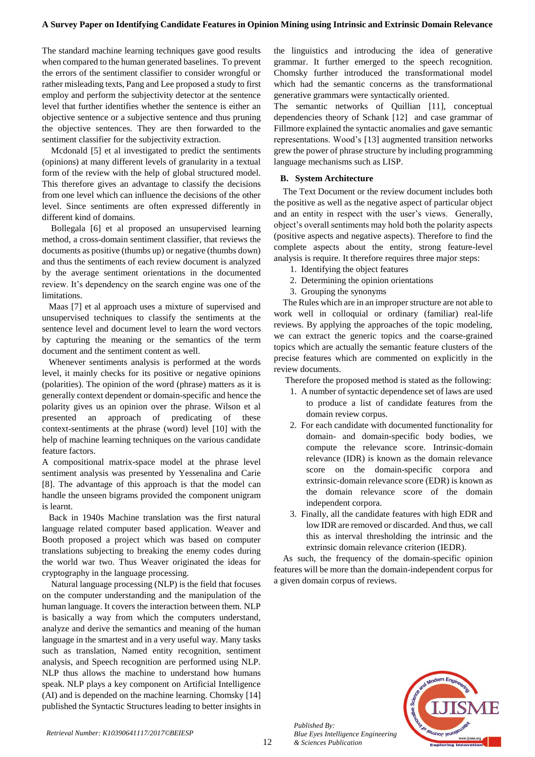The standard machine learning techniques gave good results when compared to the human generated baselines. To prevent the errors of the sentiment classifier to consider wrongful or rather misleading texts, Pang and Lee proposed a study to first employ and perform the subjectivity detector at the sentence level that further identifies whether the sentence is either an objective sentence or a subjective sentence and thus pruning the objective sentences. They are then forwarded to the sentiment classifier for the subjectivity extraction.

Mcdonald [5] et al investigated to predict the sentiments (opinions) at many different levels of granularity in a textual form of the review with the help of global structured model. This therefore gives an advantage to classify the decisions from one level which can influence the decisions of the other level. Since sentiments are often expressed differently in different kind of domains.

Bollegala [6] et al proposed an unsupervised learning method, a cross-domain sentiment classifier, that reviews the documents as positive (thumbs up) or negative (thumbs down) and thus the sentiments of each review document is analyzed by the average sentiment orientations in the documented review. It's dependency on the search engine was one of the limitations.

Maas [7] et al approach uses a mixture of supervised and unsupervised techniques to classify the sentiments at the sentence level and document level to learn the word vectors by capturing the meaning or the semantics of the term document and the sentiment content as well.

Whenever sentiments analysis is performed at the words level, it mainly checks for its positive or negative opinions (polarities). The opinion of the word (phrase) matters as it is generally context dependent or domain-specific and hence the polarity gives us an opinion over the phrase. Wilson et al presented an approach of predicating of these context-sentiments at the phrase (word) level [10] with the help of machine learning techniques on the various candidate feature factors.

A compositional matrix-space model at the phrase level sentiment analysis was presented by Yessenalina and Carie [8]. The advantage of this approach is that the model can handle the unseen bigrams provided the component unigram is learnt.

Back in 1940s Machine translation was the first natural language related computer based application. Weaver and Booth proposed a project which was based on computer translations subjecting to breaking the enemy codes during the world war two. Thus Weaver originated the ideas for cryptography in the language processing.

Natural language processing (NLP) is the field that focuses on the computer understanding and the manipulation of the human language. It covers the interaction between them. NLP is basically a way from which the computers understand, analyze and derive the semantics and meaning of the human language in the smartest and in a very useful way. Many tasks such as translation, Named entity recognition, sentiment analysis, and Speech recognition are performed using NLP. NLP thus allows the machine to understand how humans speak. NLP plays a key component on Artificial Intelligence (AI) and is depended on the machine learning. Chomsky [14] published the Syntactic Structures leading to better insights in the linguistics and introducing the idea of generative grammar. It further emerged to the speech recognition. Chomsky further introduced the transformational model which had the semantic concerns as the transformational generative grammars were syntactically oriented.

The semantic networks of Quillian [11], conceptual dependencies theory of Schank [12] and case grammar of Fillmore explained the syntactic anomalies and gave semantic representations. Wood's [13] augmented transition networks grew the power of phrase structure by including programming language mechanisms such as LISP.

## B. System Architecture

The Text Document or the review document includes both the positive as well as the negative aspect of particular object and an entity in respect with the user's views. Generally, object's overall sentiments may hold both the polarity aspects (positive aspects and negative aspects). Therefore to find the complete aspects about the entity, strong feature-level analysis is require. It therefore requires three major steps:

1. Identifying the object features
2. Determining the opinion orientations
3. Grouping the synonyms

The Rules which are in an improper structure are not able to work well in colloquial or ordinary (familiar) real-life reviews. By applying the approaches of the topic modeling, we can extract the generic topics and the coarse-grained topics which are actually the semantic feature clusters of the precise features which are commented on explicitly in the review documents.

Therefore the proposed method is stated as the following:

1. A number of syntactic dependence set of laws are used to produce a list of candidate features from the domain review corpus.
2. For each candidate with documented functionality for domain- and domain-specific body bodies, we compute the relevance score. Intrinsic-domain relevance (IDR) is known as the domain relevance score on the domain-specific corpora and extrinsic-domain relevance score (EDR) is known as the domain relevance score of the domain independent corpora.
3. Finally, all the candidate features with high EDR and low IDR are removed or discarded. And thus, we call this as interval thresholding the intrinsic and the extrinsic domain relevance criterion (IEDR).

As such, the frequency of the domain-specific opinion features will be more than the domain-independent corpus for a given domain corpus of reviews.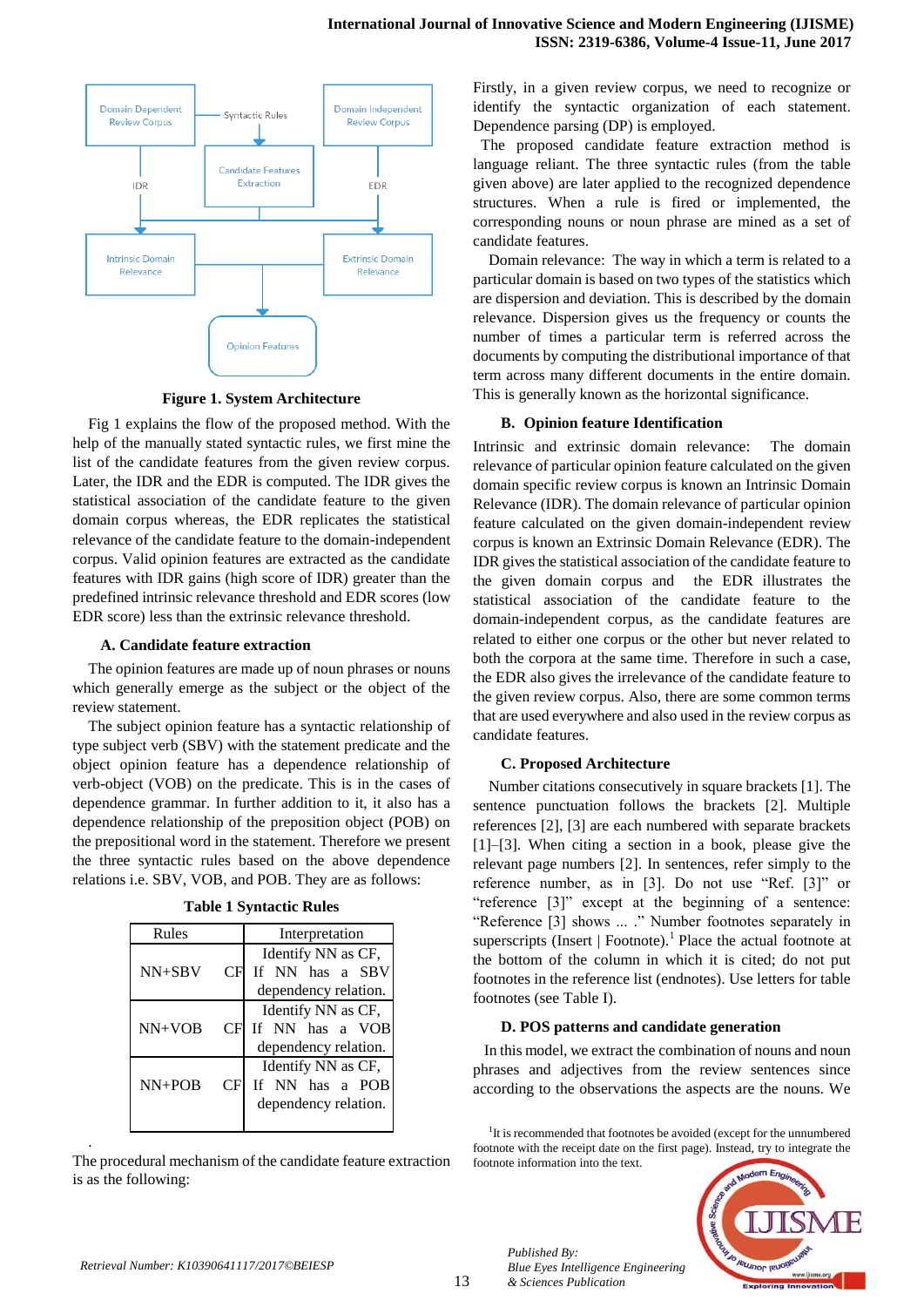Figure 1. System Architecture

Fig 1 explains the flow of the proposed method. With the help of the manually stated syntactic rules, we first mine the list of the candidate features from the given review corpus. Later, the IDR and the EDR is computed. The IDR gives the statistical association of the candidate feature to the given domain corpus whereas, the EDR replicates the statistical relevance of the candidate feature to the domain-independent corpus. Valid opinion features are extracted as the candidate features with IDR gains (high score of IDR) greater than the predefined intrinsic relevance threshold and EDR scores (low EDR score) less than the extrinsic relevance threshold.

### A. Candidate feature extraction

The opinion features are made up of noun phrases or nouns which generally emerge as the subject or the object of the review statement.

The subject opinion feature has a syntactic relationship of type subject verb (SBV) with the statement predicate and the object opinion feature has a dependence relationship of verb-object (VOB) on the predicate. This is in the cases of dependence grammar. In further addition to it, it also has a dependence relationship of the preposition object (POB) on the prepositional word in the statement. Therefore we present the three syntactic rules based on the above dependence relations i.e. SBV, VOB, and POB. They are as follows:

Table 1 Syntactic Rules

| Rules | Interpretation |
|---|---|
| NN+SBV CF | Identify NN as CF, If NN has a SBV dependency relation. |
| NN+VOB CF | Identify NN as CF, If NN has a VOB dependency relation. |
| NN+POB CF | Identify NN as CF, If NN has a POB dependency relation. |

The procedural mechanism of the candidate feature extraction is as the following:

Firstly, in a given review corpus, we need to recognize or identify the syntactic organization of each statement. Dependence parsing (DP) is employed.

The proposed candidate feature extraction method is language reliant. The three syntactic rules (from the table given above) are later applied to the recognized dependence structures. When a rule is fired or implemented, the corresponding nouns or noun phrase are mined as a set of candidate features.

Domain relevance: The way in which a term is related to a particular domain is based on two types of the statistics which are dispersion and deviation. This is described by the domain relevance. Dispersion gives us the frequency or counts the number of times a particular term is referred across the documents by computing the distributional importance of that term across many different documents in the entire domain. This is generally known as the horizontal significance.

### B. Opinion feature Identification

Intrinsic and extrinsic domain relevance: The domain relevance of particular opinion feature calculated on the given domain specific review corpus is known an Intrinsic Domain Relevance (IDR). The domain relevance of particular opinion feature calculated on the given domain-independent review corpus is known an Extrinsic Domain Relevance (EDR). The IDR gives the statistical association of the candidate feature to the given domain corpus and the EDR illustrates the statistical association of the candidate feature to the domain-independent corpus, as the candidate features are related to either one corpus or the other but never related to both the corpora at the same time. Therefore in such a case, the EDR also gives the irrelevance of the candidate feature to the given review corpus. Also, there are some common terms that are used everywhere and also used in the review corpus as candidate features.

### C. Proposed Architecture

Number citations consecutively in square brackets [1]. The sentence punctuation follows the brackets [2]. Multiple references [2], [3] are each numbered with separate brackets [1]–[3]. When citing a section in a book, please give the relevant page numbers [2]. In sentences, refer simply to the reference number, as in [3]. Do not use "Ref. [3]" or "reference [3]" except at the beginning of a sentence: "Reference [3] shows ... ." Number footnotes separately in superscripts (Insert | Footnote).[1] Place the actual footnote at the bottom of the column in which it is cited; do not put footnotes in the reference list (endnotes). Use letters for table footnotes (see Table I).

### D. POS patterns and candidate generation

In this model, we extract the combination of nouns and noun phrases and adjectives from the review sentences since according to the observations the aspects are the nouns. We

[1] It is recommended that footnotes be avoided (except for the unnumbered footnote with the receipt date on the first page). Instead, try to integrate the footnote information into the text.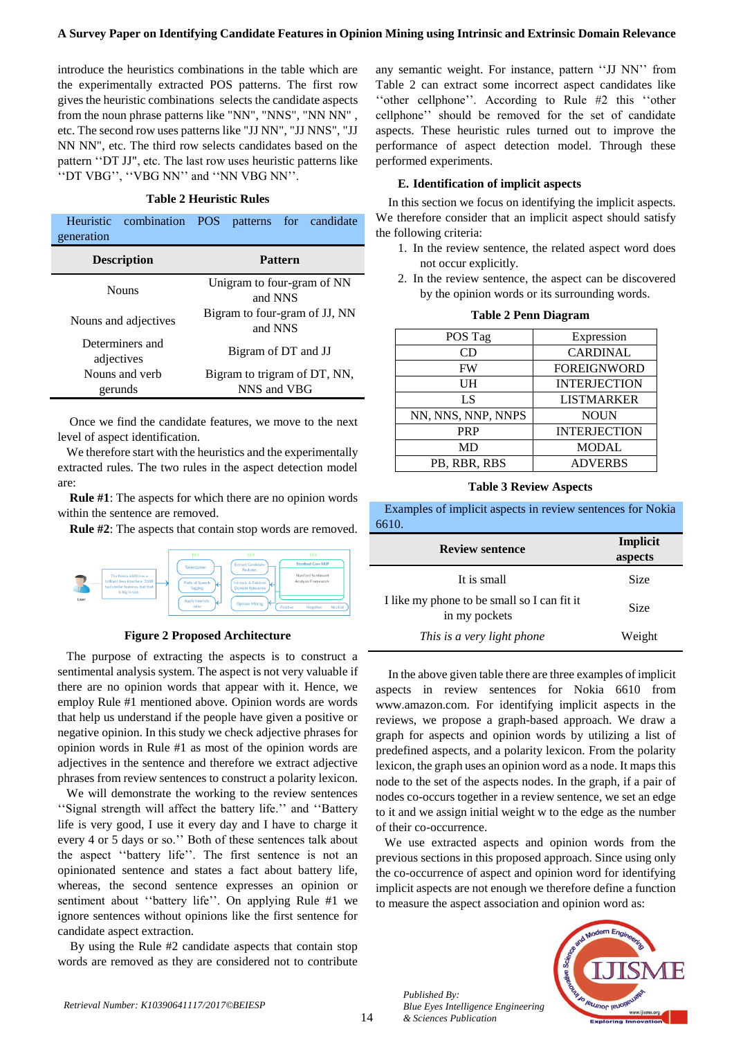introduce the heuristics combinations in the table which are the experimentally extracted POS patterns. The first row gives the heuristic combinations selects the candidate aspects from the noun phrase patterns like "NN", "NNS", "NN NN" , etc. The second row uses patterns like "JJ NN", "JJ NNS", "JJ NN NN", etc. The third row selects candidates based on the pattern ''DT JJ", etc. The last row uses heuristic patterns like ''DT VBG'', ''VBG NN'' and ''NN VBG NN''.

**Table 2 Heuristic Rules**

Heuristic combination POS patterns for candidate generation

| Description | Pattern |
|---|---|
| Nouns | Unigram to four-gram of NN and NNS |
| Nouns and adjectives | Bigram to four-gram of JJ, NN and NNS |
| Determiners and adjectives | Bigram of DT and JJ |
| Nouns and verb gerunds | Bigram to trigram of DT, NN, NNS and VBG |

Once we find the candidate features, we move to the next level of aspect identification.

We therefore start with the heuristics and the experimentally extracted rules. The two rules in the aspect detection model are:

**Rule #1**: The aspects for which there are no opinion words within the sentence are removed.

**Rule #2**: The aspects that contain stop words are removed.

**Figure 2 Proposed Architecture**

The purpose of extracting the aspects is to construct a sentimental analysis system. The aspect is not very valuable if there are no opinion words that appear with it. Hence, we employ Rule #1 mentioned above. Opinion words are words that help us understand if the people have given a positive or negative opinion. In this study we check adjective phrases for opinion words in Rule #1 as most of the opinion words are adjectives in the sentence and therefore we extract adjective phrases from review sentences to construct a polarity lexicon.

We will demonstrate the working to the review sentences ''Signal strength will affect the battery life.'' and ''Battery life is very good, I use it every day and I have to charge it every 4 or 5 days or so.'' Both of these sentences talk about the aspect ''battery life''. The first sentence is not an opinionated sentence and states a fact about battery life, whereas, the second sentence expresses an opinion or sentiment about ''battery life''. On applying Rule #1 we ignore sentences without opinions like the first sentence for candidate aspect extraction.

By using the Rule #2 candidate aspects that contain stop words are removed as they are considered not to contribute any semantic weight. For instance, pattern ''JJ NN'' from Table 2 can extract some incorrect aspect candidates like ''other cellphone''. According to Rule #2 this ''other cellphone'' should be removed for the set of candidate aspects. These heuristic rules turned out to improve the performance of aspect detection model. Through these performed experiments.

### E. Identification of implicit aspects

In this section we focus on identifying the implicit aspects. We therefore consider that an implicit aspect should satisfy the following criteria:

1. In the review sentence, the related aspect word does not occur explicitly.
2. In the review sentence, the aspect can be discovered by the opinion words or its surrounding words.

**Table 2 Penn Diagram**

| POS Tag | Expression |
|---|---|
| CD | CARDINAL |
| FW | FOREIGNWORD |
| UH | INTERJECTION |
| LS | LISTMARKER |
| NN, NNS, NNP, NNPS | NOUN |
| PRP | INTERJECTION |
| MD | MODAL |
| PB, RBR, RBS | ADVERBS |

**Table 3 Review Aspects**

Examples of implicit aspects in review sentences for Nokia 6610.

| Review sentence | Implicit aspects |
|---|---|
| It is small | Size |
| I like my phone to be small so I can fit it in my pockets | Size |
| *This is a very light phone* | Weight |

In the above given table there are three examples of implicit aspects in review sentences for Nokia 6610 from www.amazon.com. For identifying implicit aspects in the reviews, we propose a graph-based approach. We draw a graph for aspects and opinion words by utilizing a list of predefined aspects, and a polarity lexicon. From the polarity lexicon, the graph uses an opinion word as a node. It maps this node to the set of the aspects nodes. In the graph, if a pair of nodes co-occurs together in a review sentence, we set an edge to it and we assign initial weight w to the edge as the number of their co-occurrence.

We use extracted aspects and opinion words from the previous sections in this proposed approach. Since using only the co-occurrence of aspect and opinion word for identifying implicit aspects are not enough we therefore define a function to measure the aspect association and opinion word as: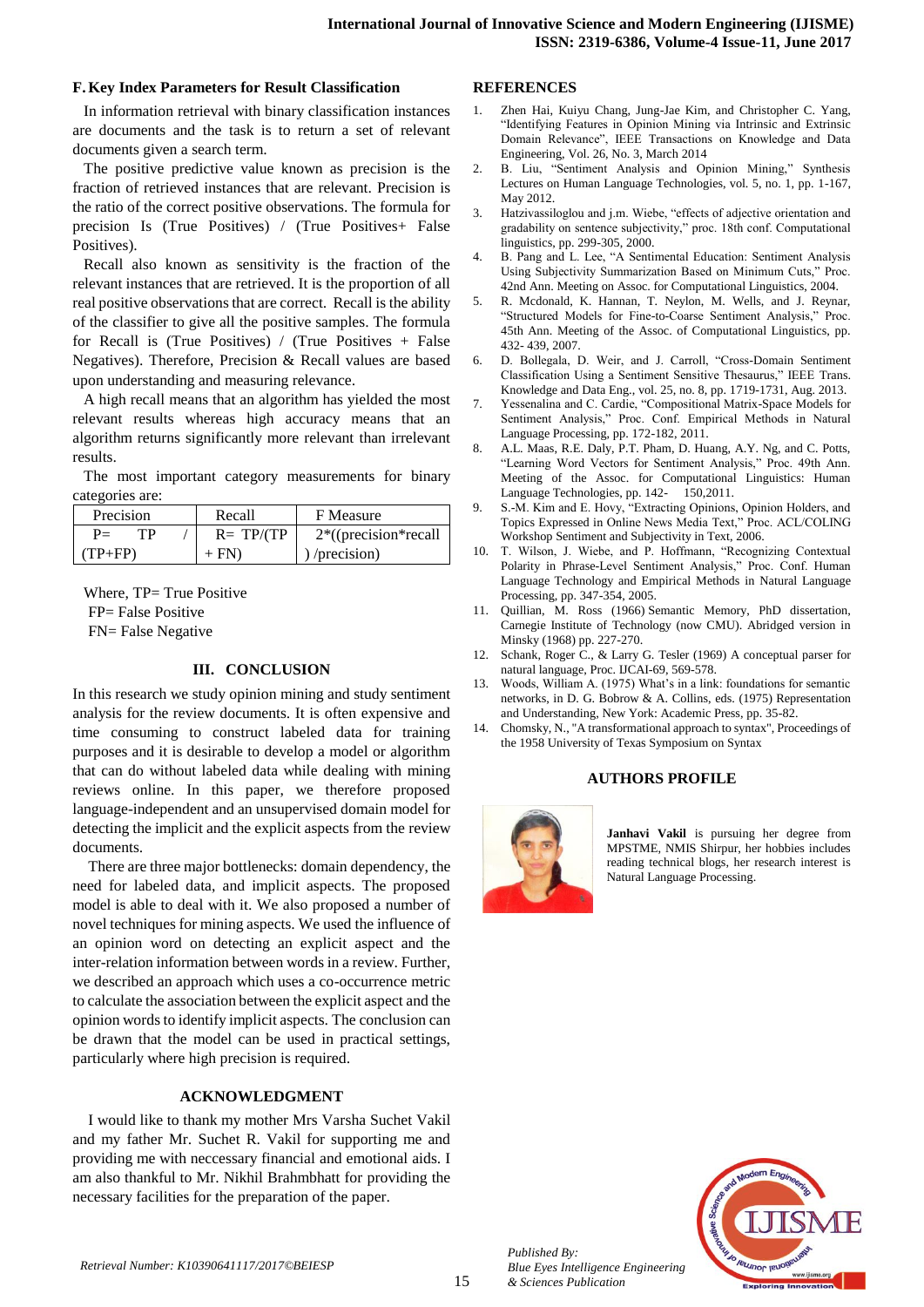### F. Key Index Parameters for Result Classification

In information retrieval with binary classification instances are documents and the task is to return a set of relevant documents given a search term.

The positive predictive value known as precision is the fraction of retrieved instances that are relevant. Precision is the ratio of the correct positive observations. The formula for precision Is (True Positives) / (True Positives+ False Positives).

Recall also known as sensitivity is the fraction of the relevant instances that are retrieved. It is the proportion of all real positive observations that are correct. Recall is the ability of the classifier to give all the positive samples. The formula for Recall is (True Positives) / (True Positives + False Negatives). Therefore, Precision & Recall values are based upon understanding and measuring relevance.

A high recall means that an algorithm has yielded the most relevant results whereas high accuracy means that an algorithm returns significantly more relevant than irrelevant results.

The most important category measurements for binary categories are:

| Precision | Recall | F Measure |
|---|---|---|
| P= TP / (TP+FP) | R= TP/(TP + FN) | 2*((precision*recall) /precision) |

Where, TP= True Positive
FP= False Positive
FN= False Negative

## III. CONCLUSION

In this research we study opinion mining and study sentiment analysis for the review documents. It is often expensive and time consuming to construct labeled data for training purposes and it is desirable to develop a model or algorithm that can do without labeled data while dealing with mining reviews online. In this paper, we therefore proposed language-independent and an unsupervised domain model for detecting the implicit and the explicit aspects from the review documents.

There are three major bottlenecks: domain dependency, the need for labeled data, and implicit aspects. The proposed model is able to deal with it. We also proposed a number of novel techniques for mining aspects. We used the influence of an opinion word on detecting an explicit aspect and the inter-relation information between words in a review. Further, we described an approach which uses a co-occurrence metric to calculate the association between the explicit aspect and the opinion words to identify implicit aspects. The conclusion can be drawn that the model can be used in practical settings, particularly where high precision is required.

## ACKNOWLEDGMENT

I would like to thank my mother Mrs Varsha Suchet Vakil and my father Mr. Suchet R. Vakil for supporting me and providing me with neccessary financial and emotional aids. I am also thankful to Mr. Nikhil Brahmbhatt for providing the necessary facilities for the preparation of the paper.

## REFERENCES

1. Zhen Hai, Kuiyu Chang, Jung-Jae Kim, and Christopher C. Yang, "Identifying Features in Opinion Mining via Intrinsic and Extrinsic Domain Relevance", IEEE Transactions on Knowledge and Data Engineering, Vol. 26, No. 3, March 2014
2. B. Liu, "Sentiment Analysis and Opinion Mining," Synthesis Lectures on Human Language Technologies, vol. 5, no. 1, pp. 1-167, May 2012.
3. Hatzivassiloglou and j.m. Wiebe, "effects of adjective orientation and gradability on sentence subjectivity," proc. 18th conf. Computational linguistics, pp. 299-305, 2000.
4. B. Pang and L. Lee, "A Sentimental Education: Sentiment Analysis Using Subjectivity Summarization Based on Minimum Cuts," Proc. 42nd Ann. Meeting on Assoc. for Computational Linguistics, 2004.
5. R. Mcdonald, K. Hannan, T. Neylon, M. Wells, and J. Reynar, "Structured Models for Fine-to-Coarse Sentiment Analysis," Proc. 45th Ann. Meeting of the Assoc. of Computational Linguistics, pp. 432- 439, 2007.
6. D. Bollegala, D. Weir, and J. Carroll, "Cross-Domain Sentiment Classification Using a Sentiment Sensitive Thesaurus," IEEE Trans. Knowledge and Data Eng., vol. 25, no. 8, pp. 1719-1731, Aug. 2013.
7. Yessenalina and C. Cardie, "Compositional Matrix-Space Models for Sentiment Analysis," Proc. Conf. Empirical Methods in Natural Language Processing, pp. 172-182, 2011.
8. A.L. Maas, R.E. Daly, P.T. Pham, D. Huang, A.Y. Ng, and C. Potts, "Learning Word Vectors for Sentiment Analysis," Proc. 49th Ann. Meeting of the Assoc. for Computational Linguistics: Human Language Technologies, pp. 142- 150,2011.
9. S.-M. Kim and E. Hovy, "Extracting Opinions, Opinion Holders, and Topics Expressed in Online News Media Text," Proc. ACL/COLING Workshop Sentiment and Subjectivity in Text, 2006.
10. T. Wilson, J. Wiebe, and P. Hoffmann, "Recognizing Contextual Polarity in Phrase-Level Sentiment Analysis," Proc. Conf. Human Language Technology and Empirical Methods in Natural Language Processing, pp. 347-354, 2005.
11. Quillian, M. Ross (1966) Semantic Memory, PhD dissertation, Carnegie Institute of Technology (now CMU). Abridged version in Minsky (1968) pp. 227-270.
12. Schank, Roger C., & Larry G. Tesler (1969) A conceptual parser for natural language, Proc. IJCAI-69, 569-578.
13. Woods, William A. (1975) What's in a link: foundations for semantic networks, in D. G. Bobrow & A. Collins, eds. (1975) Representation and Understanding, New York: Academic Press, pp. 35-82.
14. Chomsky, N., "A transformational approach to syntax", Proceedings of the 1958 University of Texas Symposium on Syntax

## AUTHORS PROFILE

**Janhavi Vakil** is pursuing her degree from MPSTME, NMIS Shirpur, her hobbies includes reading technical blogs, her research interest is Natural Language Processing.